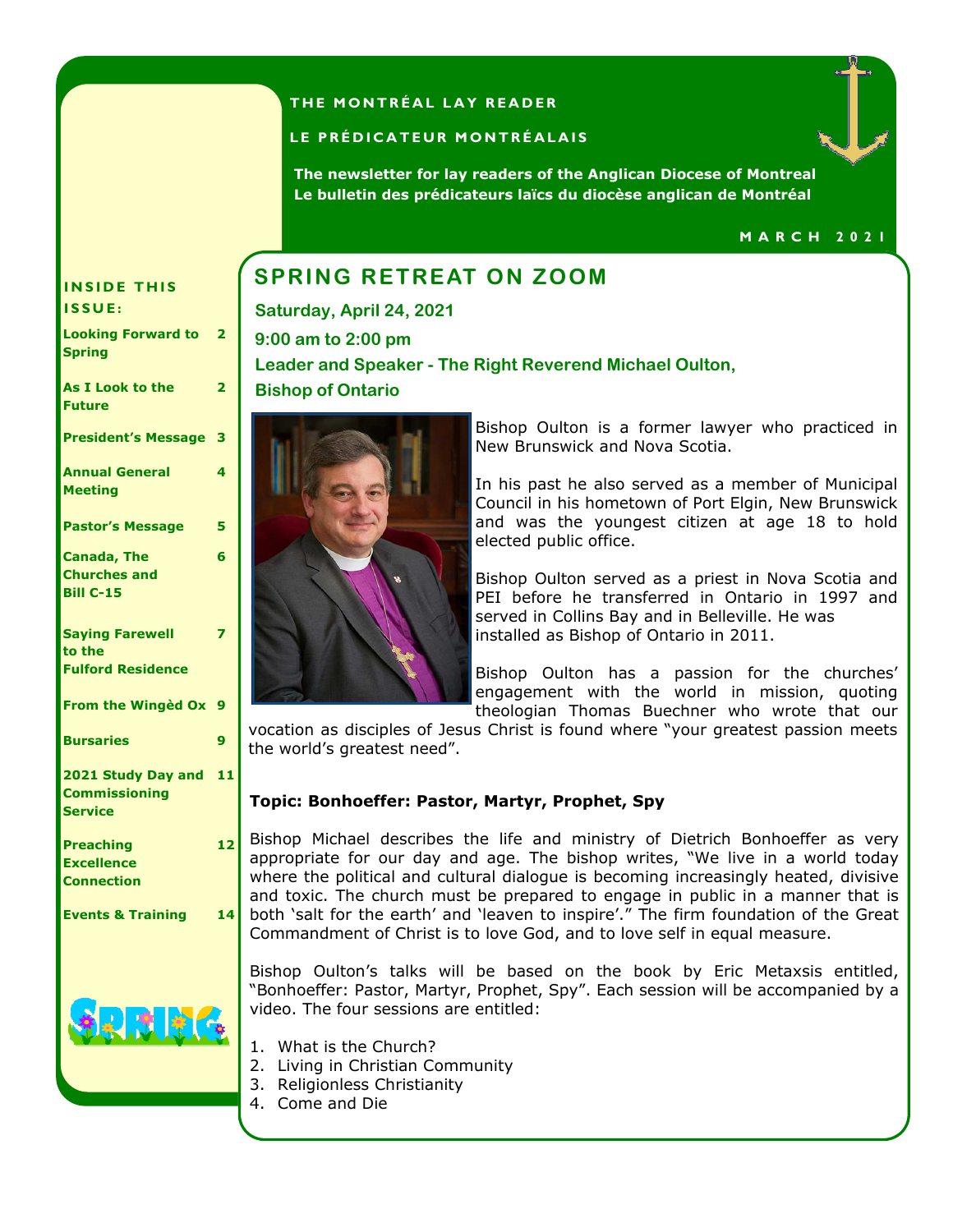THE MONTRÉAL LAY READER

LE PRÉDICATEUR MONTRÉALAIS

**The newsletter for lay readers of the Anglican Diocese of Montreal**
**Le bulletin des prédicateurs laïcs du diocèse anglican de Montréal**

MARCH 2021

**INSIDE THIS ISSUE:**

| | |
|---|---|
| Looking Forward to Spring | 2 |
| As I Look to the Future | 2 |
| President's Message | 3 |
| Annual General Meeting | 4 |
| Pastor's Message | 5 |
| Canada, The Churches and Bill C-15 | 6 |
| Saying Farewell to the Fulford Residence | 7 |
| From the Wingèd Ox | 9 |
| Bursaries | 9 |
| 2021 Study Day and Commissioning Service | 11 |
| Preaching Excellence Connection | 12 |
| Events & Training | 14 |

# SPRING RETREAT ON ZOOM

**Saturday, April 24, 2021**

**9:00 am to 2:00 pm**

**Leader and Speaker - The Right Reverend Michael Oulton, Bishop of Ontario**

Bishop Oulton is a former lawyer who practiced in New Brunswick and Nova Scotia.

In his past he also served as a member of Municipal Council in his hometown of Port Elgin, New Brunswick and was the youngest citizen at age 18 to hold elected public office.

Bishop Oulton served as a priest in Nova Scotia and PEI before he transferred in Ontario in 1997 and served in Collins Bay and in Belleville. He was installed as Bishop of Ontario in 2011.

Bishop Oulton has a passion for the churches' engagement with the world in mission, quoting theologian Thomas Buechner who wrote that our vocation as disciples of Jesus Christ is found where "your greatest passion meets the world's greatest need".

**Topic: Bonhoeffer: Pastor, Martyr, Prophet, Spy**

Bishop Michael describes the life and ministry of Dietrich Bonhoeffer as very appropriate for our day and age. The bishop writes, "We live in a world today where the political and cultural dialogue is becoming increasingly heated, divisive and toxic. The church must be prepared to engage in public in a manner that is both 'salt for the earth' and 'leaven to inspire'." The firm foundation of the Great Commandment of Christ is to love God, and to love self in equal measure.

Bishop Oulton's talks will be based on the book by Eric Metaxsis entitled, "Bonhoeffer: Pastor, Martyr, Prophet, Spy". Each session will be accompanied by a video. The four sessions are entitled:

1. What is the Church?
2. Living in Christian Community
3. Religionless Christianity
4. Come and Die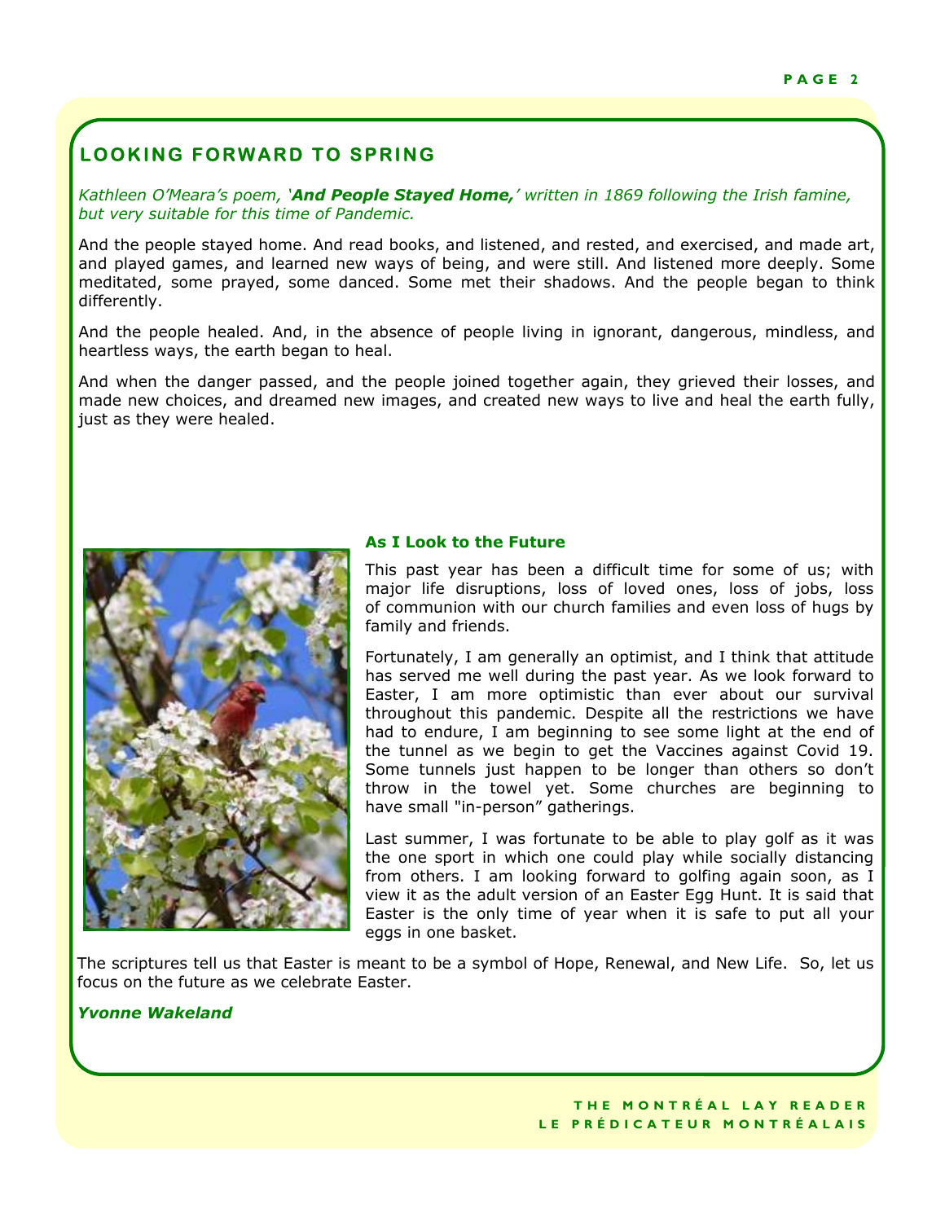## LOOKING FORWARD TO SPRING

*Kathleen O'Meara's poem, '**And People Stayed Home,**' written in 1869 following the Irish famine, but very suitable for this time of Pandemic.*

And the people stayed home. And read books, and listened, and rested, and exercised, and made art, and played games, and learned new ways of being, and were still. And listened more deeply. Some meditated, some prayed, some danced. Some met their shadows. And the people began to think differently.

And the people healed. And, in the absence of people living in ignorant, dangerous, mindless, and heartless ways, the earth began to heal.

And when the danger passed, and the people joined together again, they grieved their losses, and made new choices, and dreamed new images, and created new ways to live and heal the earth fully, just as they were healed.

### As I Look to the Future

This past year has been a difficult time for some of us; with major life disruptions, loss of loved ones, loss of jobs, loss of communion with our church families and even loss of hugs by family and friends.

Fortunately, I am generally an optimist, and I think that attitude has served me well during the past year. As we look forward to Easter, I am more optimistic than ever about our survival throughout this pandemic. Despite all the restrictions we have had to endure, I am beginning to see some light at the end of the tunnel as we begin to get the Vaccines against Covid 19. Some tunnels just happen to be longer than others so don't throw in the towel yet. Some churches are beginning to have small "in-person" gatherings.

Last summer, I was fortunate to be able to play golf as it was the one sport in which one could play while socially distancing from others. I am looking forward to golfing again soon, as I view it as the adult version of an Easter Egg Hunt. It is said that Easter is the only time of year when it is safe to put all your eggs in one basket.

The scriptures tell us that Easter is meant to be a symbol of Hope, Renewal, and New Life. So, let us focus on the future as we celebrate Easter.

***Yvonne Wakeland***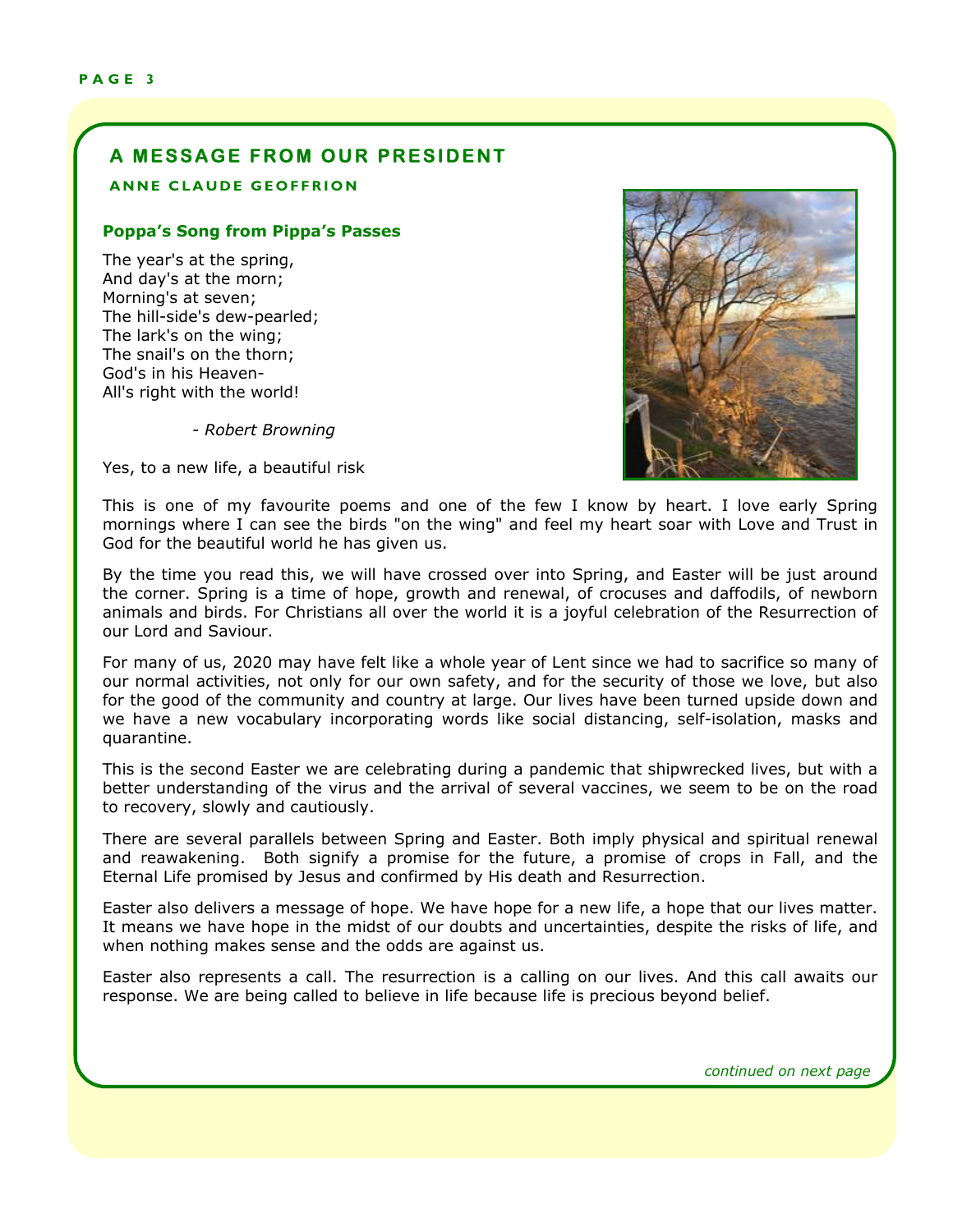## A MESSAGE FROM OUR PRESIDENT

### ANNE CLAUDE GEOFFRION

**Poppa's Song from Pippa's Passes**

The year's at the spring,  
And day's at the morn;  
Morning's at seven;  
The hill-side's dew-pearled;  
The lark's on the wing;  
The snail's on the thorn;  
God's in his Heaven-  
All's right with the world!

*- Robert Browning*

Yes, to a new life, a beautiful risk

This is one of my favourite poems and one of the few I know by heart. I love early Spring mornings where I can see the birds "on the wing" and feel my heart soar with Love and Trust in God for the beautiful world he has given us.

By the time you read this, we will have crossed over into Spring, and Easter will be just around the corner. Spring is a time of hope, growth and renewal, of crocuses and daffodils, of newborn animals and birds. For Christians all over the world it is a joyful celebration of the Resurrection of our Lord and Saviour.

For many of us, 2020 may have felt like a whole year of Lent since we had to sacrifice so many of our normal activities, not only for our own safety, and for the security of those we love, but also for the good of the community and country at large. Our lives have been turned upside down and we have a new vocabulary incorporating words like social distancing, self-isolation, masks and quarantine.

This is the second Easter we are celebrating during a pandemic that shipwrecked lives, but with a better understanding of the virus and the arrival of several vaccines, we seem to be on the road to recovery, slowly and cautiously.

There are several parallels between Spring and Easter. Both imply physical and spiritual renewal and reawakening. Both signify a promise for the future, a promise of crops in Fall, and the Eternal Life promised by Jesus and confirmed by His death and Resurrection.

Easter also delivers a message of hope. We have hope for a new life, a hope that our lives matter. It means we have hope in the midst of our doubts and uncertainties, despite the risks of life, and when nothing makes sense and the odds are against us.

Easter also represents a call. The resurrection is a calling on our lives. And this call awaits our response. We are being called to believe in life because life is precious beyond belief.

*continued on next page*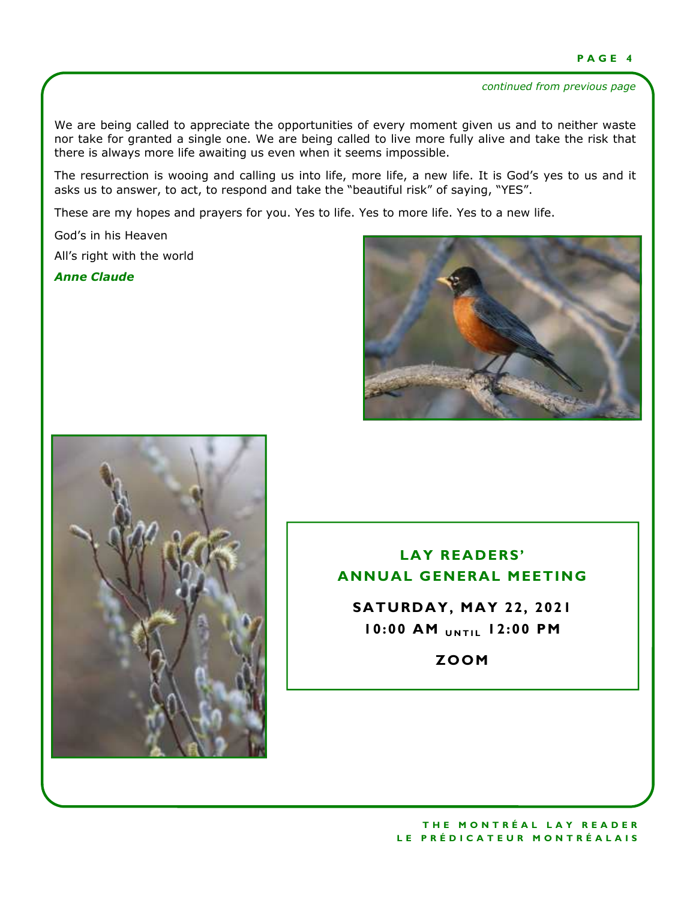*continued from previous page*

We are being called to appreciate the opportunities of every moment given us and to neither waste nor take for granted a single one. We are being called to live more fully alive and take the risk that there is always more life awaiting us even when it seems impossible.

The resurrection is wooing and calling us into life, more life, a new life. It is God's yes to us and it asks us to answer, to act, to respond and take the "beautiful risk" of saying, "YES".

These are my hopes and prayers for you. Yes to life. Yes to more life. Yes to a new life.

God's in his Heaven

All's right with the world

***Anne Claude***

## LAY READERS' ANNUAL GENERAL MEETING

**SATURDAY, MAY 22, 2021**

**10:00 AM UNTIL 12:00 PM**

**ZOOM**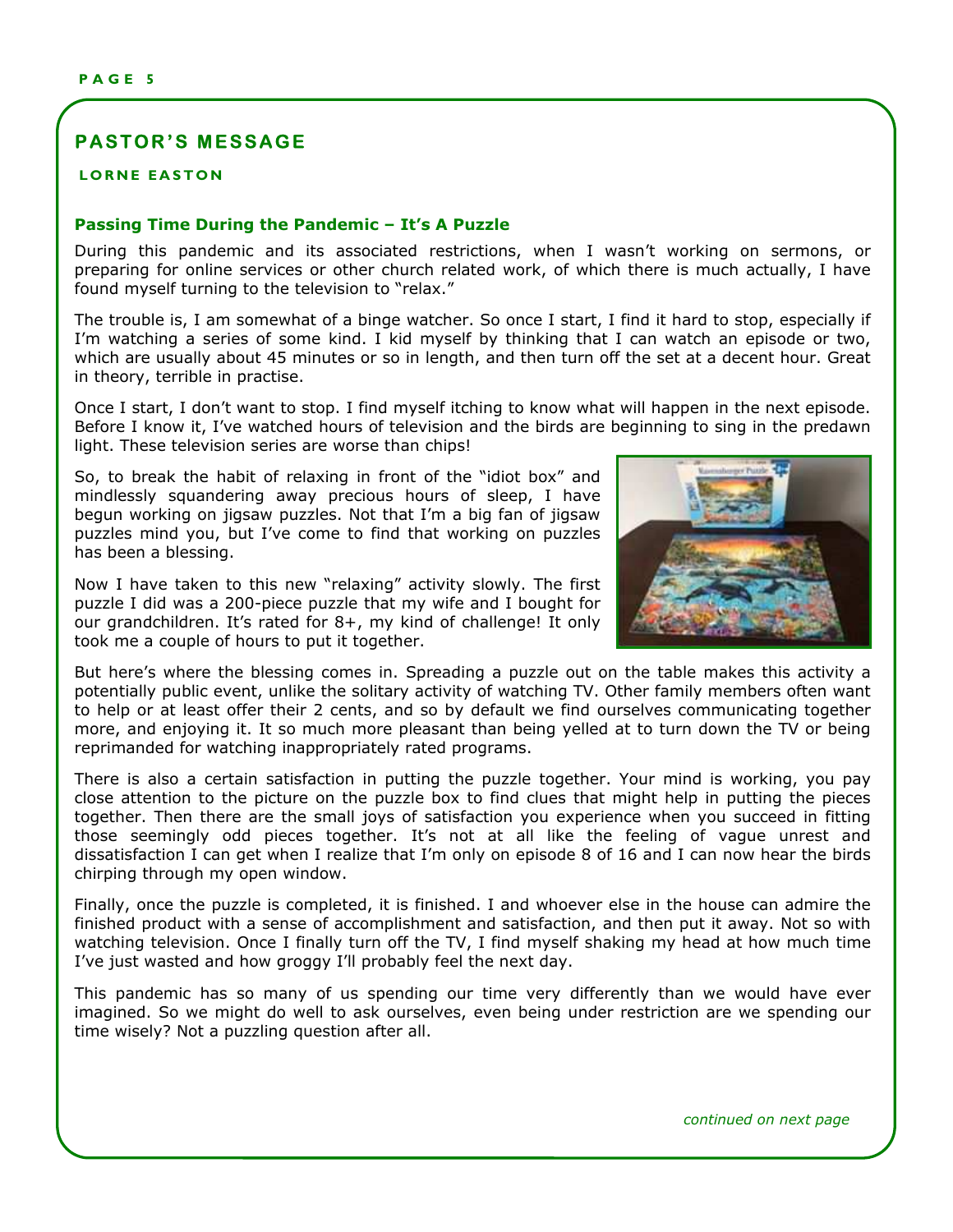## PASTOR'S MESSAGE

**LORNE EASTON**

### Passing Time During the Pandemic – It's A Puzzle

During this pandemic and its associated restrictions, when I wasn't working on sermons, or preparing for online services or other church related work, of which there is much actually, I have found myself turning to the television to "relax."

The trouble is, I am somewhat of a binge watcher. So once I start, I find it hard to stop, especially if I'm watching a series of some kind. I kid myself by thinking that I can watch an episode or two, which are usually about 45 minutes or so in length, and then turn off the set at a decent hour. Great in theory, terrible in practise.

Once I start, I don't want to stop. I find myself itching to know what will happen in the next episode. Before I know it, I've watched hours of television and the birds are beginning to sing in the predawn light. These television series are worse than chips!

So, to break the habit of relaxing in front of the "idiot box" and mindlessly squandering away precious hours of sleep, I have begun working on jigsaw puzzles. Not that I'm a big fan of jigsaw puzzles mind you, but I've come to find that working on puzzles has been a blessing.

Now I have taken to this new "relaxing" activity slowly. The first puzzle I did was a 200-piece puzzle that my wife and I bought for our grandchildren. It's rated for 8+, my kind of challenge! It only took me a couple of hours to put it together.

But here's where the blessing comes in. Spreading a puzzle out on the table makes this activity a potentially public event, unlike the solitary activity of watching TV. Other family members often want to help or at least offer their 2 cents, and so by default we find ourselves communicating together more, and enjoying it. It so much more pleasant than being yelled at to turn down the TV or being reprimanded for watching inappropriately rated programs.

There is also a certain satisfaction in putting the puzzle together. Your mind is working, you pay close attention to the picture on the puzzle box to find clues that might help in putting the pieces together. Then there are the small joys of satisfaction you experience when you succeed in fitting those seemingly odd pieces together. It's not at all like the feeling of vague unrest and dissatisfaction I can get when I realize that I'm only on episode 8 of 16 and I can now hear the birds chirping through my open window.

Finally, once the puzzle is completed, it is finished. I and whoever else in the house can admire the finished product with a sense of accomplishment and satisfaction, and then put it away. Not so with watching television. Once I finally turn off the TV, I find myself shaking my head at how much time I've just wasted and how groggy I'll probably feel the next day.

This pandemic has so many of us spending our time very differently than we would have ever imagined. So we might do well to ask ourselves, even being under restriction are we spending our time wisely? Not a puzzling question after all.

*continued on next page*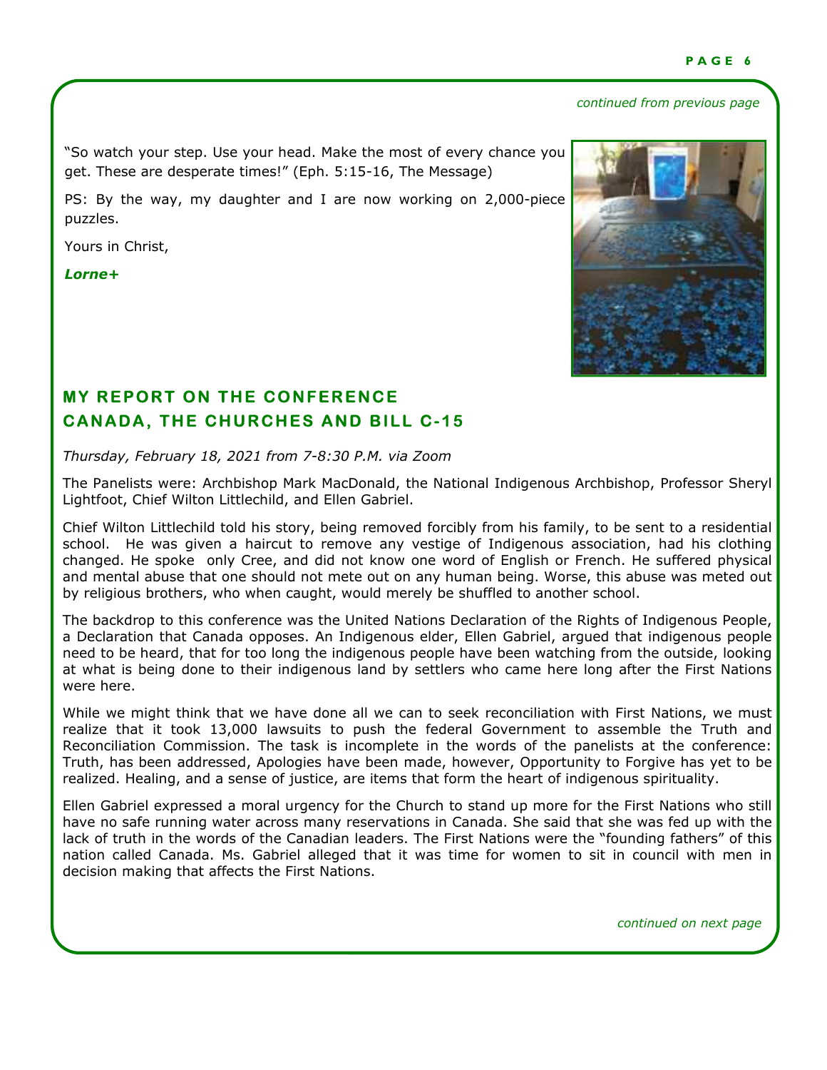*continued from previous page*

"So watch your step. Use your head. Make the most of every chance you get. These are desperate times!" (Eph. 5:15-16, The Message)

PS: By the way, my daughter and I are now working on 2,000-piece puzzles.

Yours in Christ,

***Lorne+***

## MY REPORT ON THE CONFERENCE CANADA, THE CHURCHES AND BILL C-15

*Thursday, February 18, 2021 from 7-8:30 P.M. via Zoom*

The Panelists were: Archbishop Mark MacDonald, the National Indigenous Archbishop, Professor Sheryl Lightfoot, Chief Wilton Littlechild, and Ellen Gabriel.

Chief Wilton Littlechild told his story, being removed forcibly from his family, to be sent to a residential school. He was given a haircut to remove any vestige of Indigenous association, had his clothing changed. He spoke only Cree, and did not know one word of English or French. He suffered physical and mental abuse that one should not mete out on any human being. Worse, this abuse was meted out by religious brothers, who when caught, would merely be shuffled to another school.

The backdrop to this conference was the United Nations Declaration of the Rights of Indigenous People, a Declaration that Canada opposes. An Indigenous elder, Ellen Gabriel, argued that indigenous people need to be heard, that for too long the indigenous people have been watching from the outside, looking at what is being done to their indigenous land by settlers who came here long after the First Nations were here.

While we might think that we have done all we can to seek reconciliation with First Nations, we must realize that it took 13,000 lawsuits to push the federal Government to assemble the Truth and Reconciliation Commission. The task is incomplete in the words of the panelists at the conference: Truth, has been addressed, Apologies have been made, however, Opportunity to Forgive has yet to be realized. Healing, and a sense of justice, are items that form the heart of indigenous spirituality.

Ellen Gabriel expressed a moral urgency for the Church to stand up more for the First Nations who still have no safe running water across many reservations in Canada. She said that she was fed up with the lack of truth in the words of the Canadian leaders. The First Nations were the "founding fathers" of this nation called Canada. Ms. Gabriel alleged that it was time for women to sit in council with men in decision making that affects the First Nations.

*continued on next page*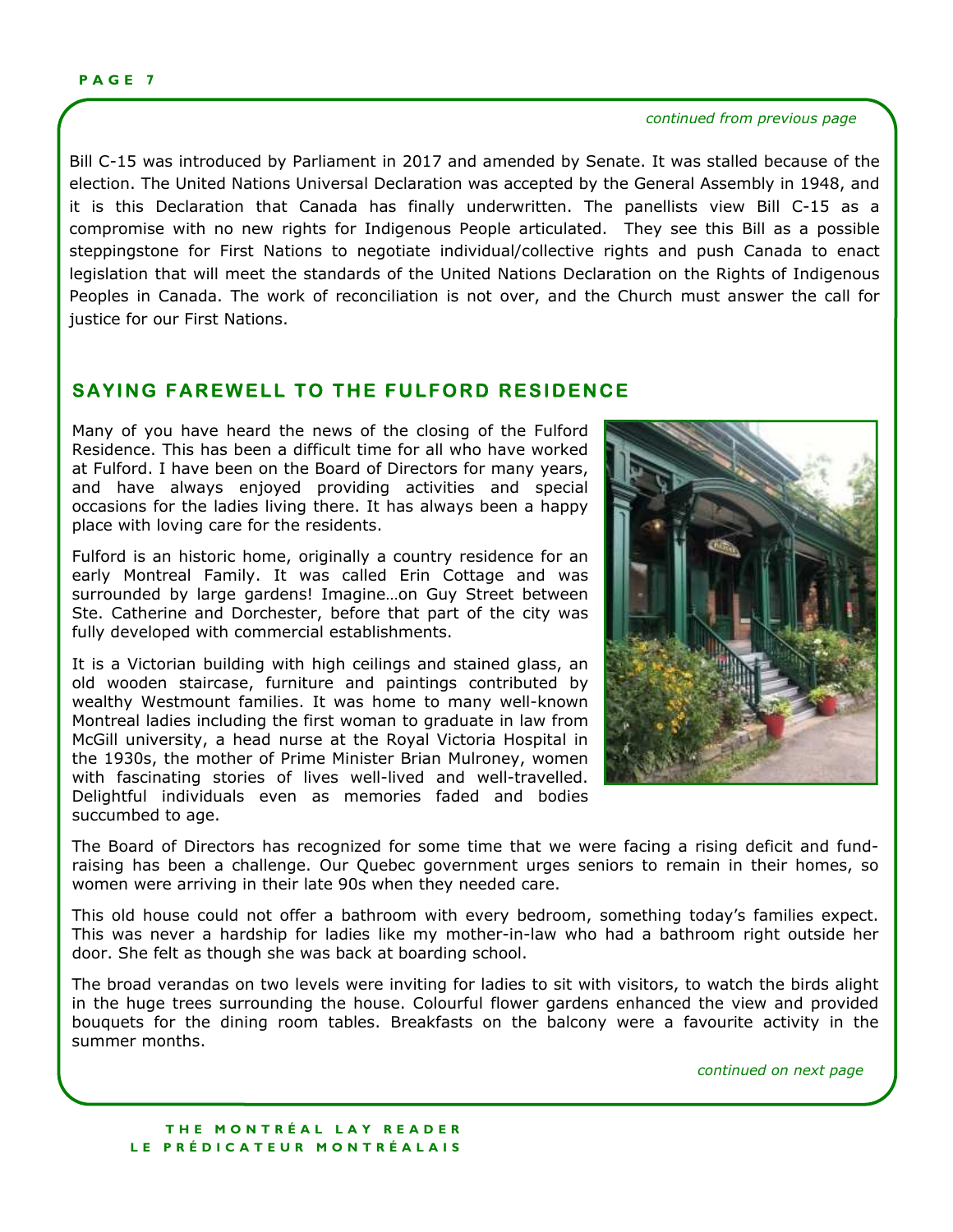*continued from previous page*

Bill C-15 was introduced by Parliament in 2017 and amended by Senate. It was stalled because of the election. The United Nations Universal Declaration was accepted by the General Assembly in 1948, and it is this Declaration that Canada has finally underwritten. The panellists view Bill C-15 as a compromise with no new rights for Indigenous People articulated. They see this Bill as a possible steppingstone for First Nations to negotiate individual/collective rights and push Canada to enact legislation that will meet the standards of the United Nations Declaration on the Rights of Indigenous Peoples in Canada. The work of reconciliation is not over, and the Church must answer the call for justice for our First Nations.

## SAYING FAREWELL TO THE FULFORD RESIDENCE

Many of you have heard the news of the closing of the Fulford Residence. This has been a difficult time for all who have worked at Fulford. I have been on the Board of Directors for many years, and have always enjoyed providing activities and special occasions for the ladies living there. It has always been a happy place with loving care for the residents.

Fulford is an historic home, originally a country residence for an early Montreal Family. It was called Erin Cottage and was surrounded by large gardens! Imagine…on Guy Street between Ste. Catherine and Dorchester, before that part of the city was fully developed with commercial establishments.

It is a Victorian building with high ceilings and stained glass, an old wooden staircase, furniture and paintings contributed by wealthy Westmount families. It was home to many well-known Montreal ladies including the first woman to graduate in law from McGill university, a head nurse at the Royal Victoria Hospital in the 1930s, the mother of Prime Minister Brian Mulroney, women with fascinating stories of lives well-lived and well-travelled. Delightful individuals even as memories faded and bodies succumbed to age.

The Board of Directors has recognized for some time that we were facing a rising deficit and fund-raising has been a challenge. Our Quebec government urges seniors to remain in their homes, so women were arriving in their late 90s when they needed care.

This old house could not offer a bathroom with every bedroom, something today's families expect. This was never a hardship for ladies like my mother-in-law who had a bathroom right outside her door. She felt as though she was back at boarding school.

The broad verandas on two levels were inviting for ladies to sit with visitors, to watch the birds alight in the huge trees surrounding the house. Colourful flower gardens enhanced the view and provided bouquets for the dining room tables. Breakfasts on the balcony were a favourite activity in the summer months.

*continued on next page*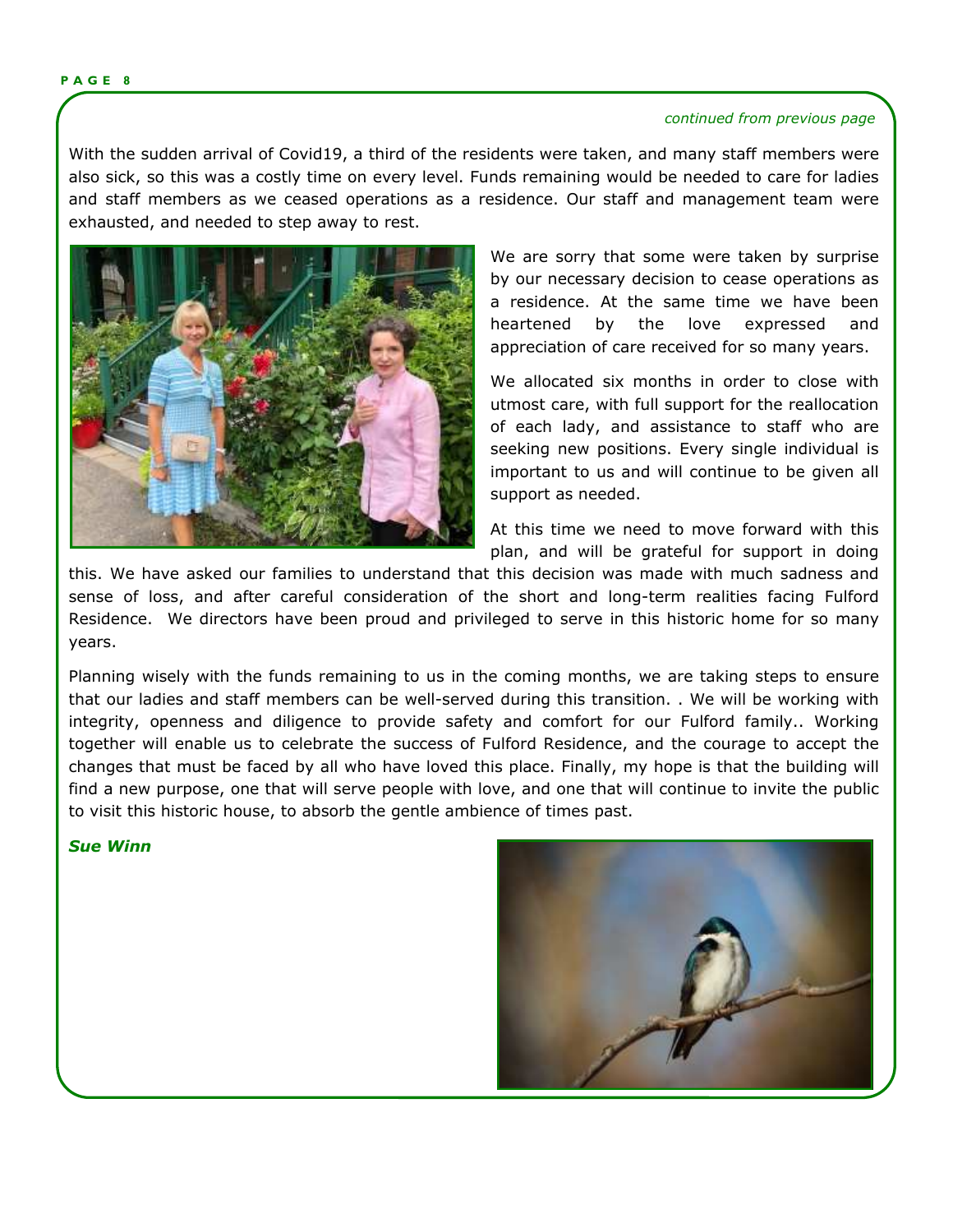*continued from previous page*

With the sudden arrival of Covid19, a third of the residents were taken, and many staff members were also sick, so this was a costly time on every level. Funds remaining would be needed to care for ladies and staff members as we ceased operations as a residence. Our staff and management team were exhausted, and needed to step away to rest.

We are sorry that some were taken by surprise by our necessary decision to cease operations as a residence. At the same time we have been heartened by the love expressed and appreciation of care received for so many years.

We allocated six months in order to close with utmost care, with full support for the reallocation of each lady, and assistance to staff who are seeking new positions. Every single individual is important to us and will continue to be given all support as needed.

At this time we need to move forward with this plan, and will be grateful for support in doing this. We have asked our families to understand that this decision was made with much sadness and sense of loss, and after careful consideration of the short and long-term realities facing Fulford Residence. We directors have been proud and privileged to serve in this historic home for so many years.

Planning wisely with the funds remaining to us in the coming months, we are taking steps to ensure that our ladies and staff members can be well-served during this transition. . We will be working with integrity, openness and diligence to provide safety and comfort for our Fulford family.. Working together will enable us to celebrate the success of Fulford Residence, and the courage to accept the changes that must be faced by all who have loved this place. Finally, my hope is that the building will find a new purpose, one that will serve people with love, and one that will continue to invite the public to visit this historic house, to absorb the gentle ambience of times past.

***Sue Winn***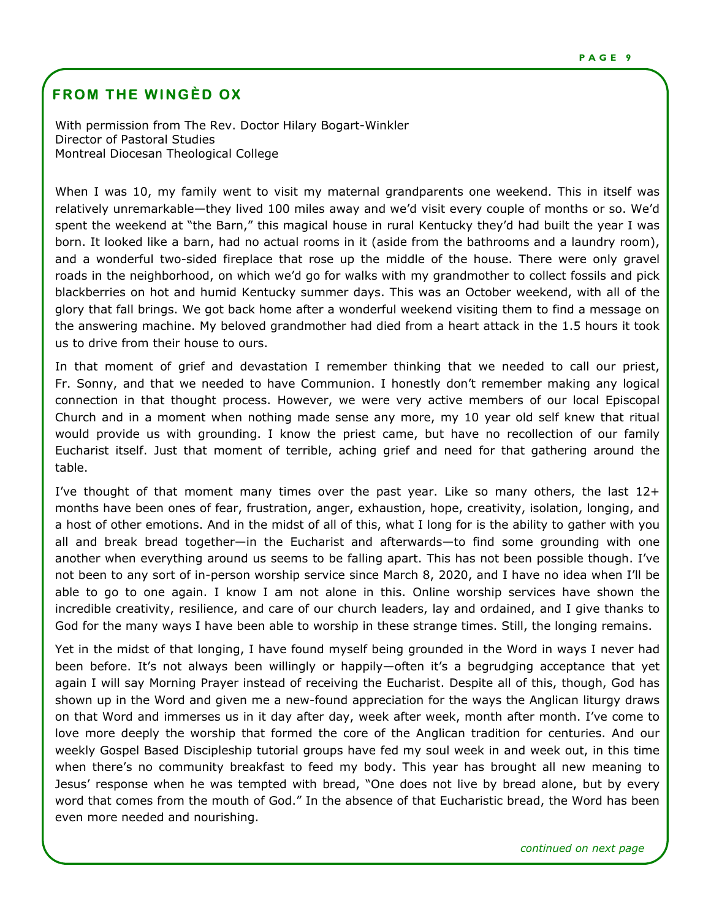## FROM THE WINGÈD OX

With permission from The Rev. Doctor Hilary Bogart-Winkler
Director of Pastoral Studies
Montreal Diocesan Theological College

When I was 10, my family went to visit my maternal grandparents one weekend. This in itself was relatively unremarkable—they lived 100 miles away and we'd visit every couple of months or so. We'd spent the weekend at "the Barn," this magical house in rural Kentucky they'd had built the year I was born. It looked like a barn, had no actual rooms in it (aside from the bathrooms and a laundry room), and a wonderful two-sided fireplace that rose up the middle of the house. There were only gravel roads in the neighborhood, on which we'd go for walks with my grandmother to collect fossils and pick blackberries on hot and humid Kentucky summer days. This was an October weekend, with all of the glory that fall brings. We got back home after a wonderful weekend visiting them to find a message on the answering machine. My beloved grandmother had died from a heart attack in the 1.5 hours it took us to drive from their house to ours.

In that moment of grief and devastation I remember thinking that we needed to call our priest, Fr. Sonny, and that we needed to have Communion. I honestly don't remember making any logical connection in that thought process. However, we were very active members of our local Episcopal Church and in a moment when nothing made sense any more, my 10 year old self knew that ritual would provide us with grounding. I know the priest came, but have no recollection of our family Eucharist itself. Just that moment of terrible, aching grief and need for that gathering around the table.

I've thought of that moment many times over the past year. Like so many others, the last 12+ months have been ones of fear, frustration, anger, exhaustion, hope, creativity, isolation, longing, and a host of other emotions. And in the midst of all of this, what I long for is the ability to gather with you all and break bread together—in the Eucharist and afterwards—to find some grounding with one another when everything around us seems to be falling apart. This has not been possible though. I've not been to any sort of in-person worship service since March 8, 2020, and I have no idea when I'll be able to go to one again. I know I am not alone in this. Online worship services have shown the incredible creativity, resilience, and care of our church leaders, lay and ordained, and I give thanks to God for the many ways I have been able to worship in these strange times. Still, the longing remains.

Yet in the midst of that longing, I have found myself being grounded in the Word in ways I never had been before. It's not always been willingly or happily—often it's a begrudging acceptance that yet again I will say Morning Prayer instead of receiving the Eucharist. Despite all of this, though, God has shown up in the Word and given me a new-found appreciation for the ways the Anglican liturgy draws on that Word and immerses us in it day after day, week after week, month after month. I've come to love more deeply the worship that formed the core of the Anglican tradition for centuries. And our weekly Gospel Based Discipleship tutorial groups have fed my soul week in and week out, in this time when there's no community breakfast to feed my body. This year has brought all new meaning to Jesus' response when he was tempted with bread, "One does not live by bread alone, but by every word that comes from the mouth of God." In the absence of that Eucharistic bread, the Word has been even more needed and nourishing.

*continued on next page*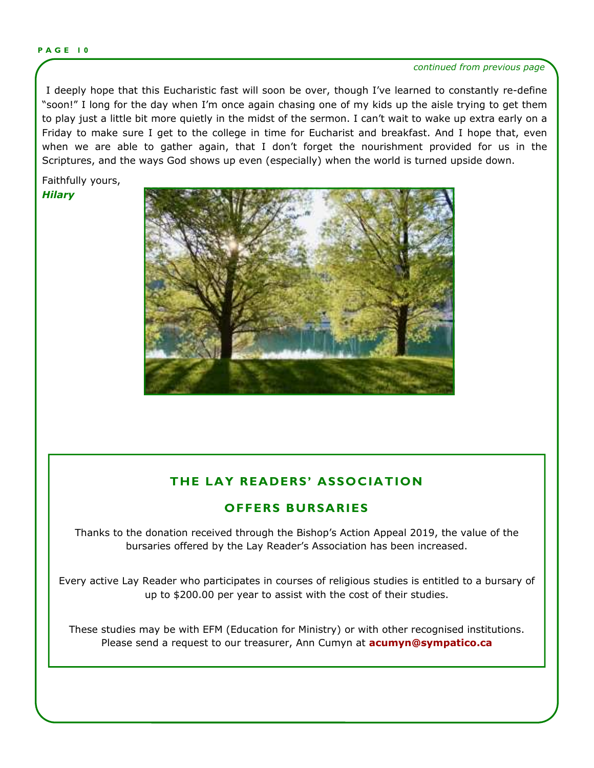*continued from previous page*

I deeply hope that this Eucharistic fast will soon be over, though I've learned to constantly re-define "soon!" I long for the day when I'm once again chasing one of my kids up the aisle trying to get them to play just a little bit more quietly in the midst of the sermon. I can't wait to wake up extra early on a Friday to make sure I get to the college in time for Eucharist and breakfast. And I hope that, even when we are able to gather again, that I don't forget the nourishment provided for us in the Scriptures, and the ways God shows up even (especially) when the world is turned upside down.

Faithfully yours,
***Hilary***

## THE LAY READERS' ASSOCIATION

## OFFERS BURSARIES

Thanks to the donation received through the Bishop's Action Appeal 2019, the value of the bursaries offered by the Lay Reader's Association has been increased.

Every active Lay Reader who participates in courses of religious studies is entitled to a bursary of up to $200.00 per year to assist with the cost of their studies.

These studies may be with EFM (Education for Ministry) or with other recognised institutions. Please send a request to our treasurer, Ann Cumyn at **acumyn@sympatico.ca**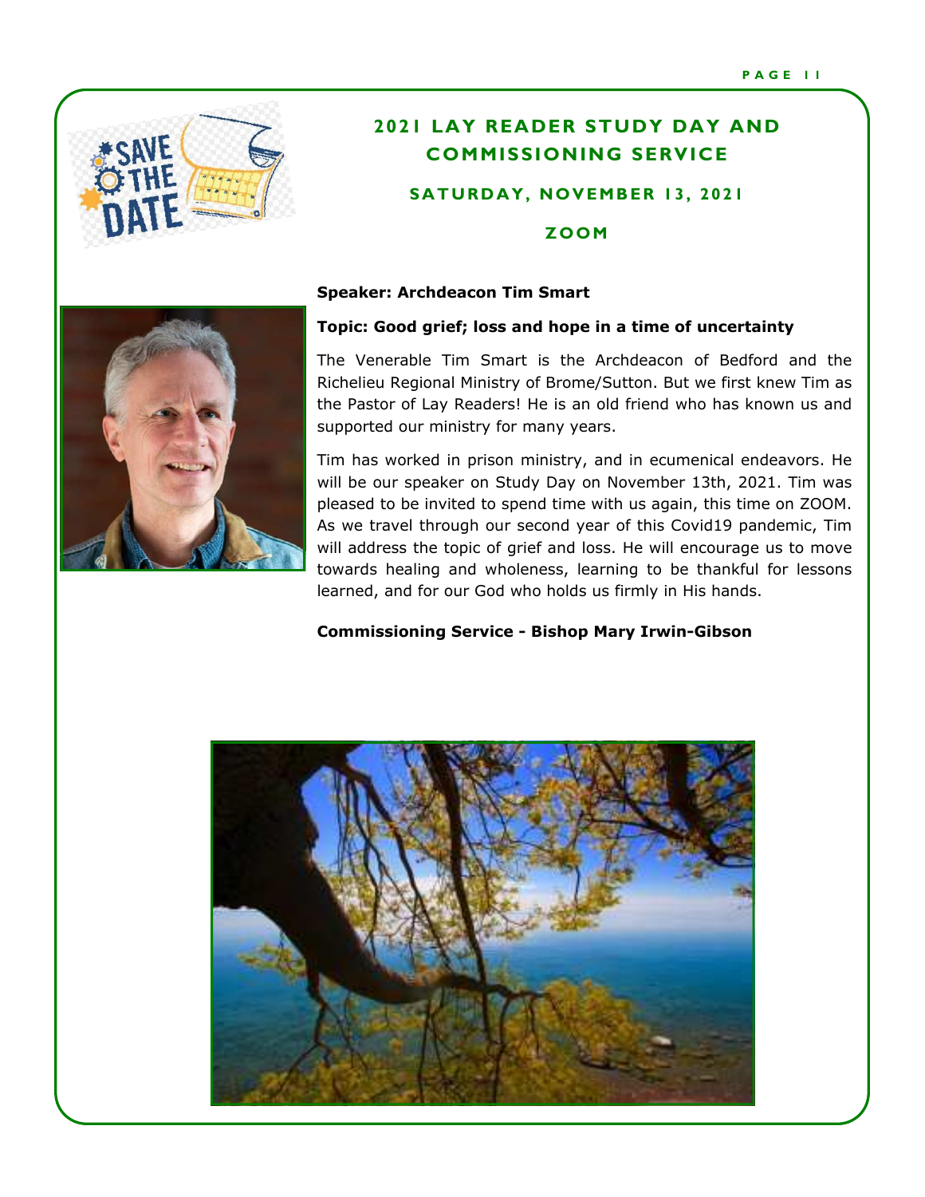## 2021 LAY READER STUDY DAY AND COMMISSIONING SERVICE

### SATURDAY, NOVEMBER 13, 2021

### ZOOM

**Speaker: Archdeacon Tim Smart**

**Topic: Good grief; loss and hope in a time of uncertainty**

The Venerable Tim Smart is the Archdeacon of Bedford and the Richelieu Regional Ministry of Brome/Sutton. But we first knew Tim as the Pastor of Lay Readers! He is an old friend who has known us and supported our ministry for many years.

Tim has worked in prison ministry, and in ecumenical endeavors. He will be our speaker on Study Day on November 13th, 2021. Tim was pleased to be invited to spend time with us again, this time on ZOOM. As we travel through our second year of this Covid19 pandemic, Tim will address the topic of grief and loss. He will encourage us to move towards healing and wholeness, learning to be thankful for lessons learned, and for our God who holds us firmly in His hands.

**Commissioning Service - Bishop Mary Irwin-Gibson**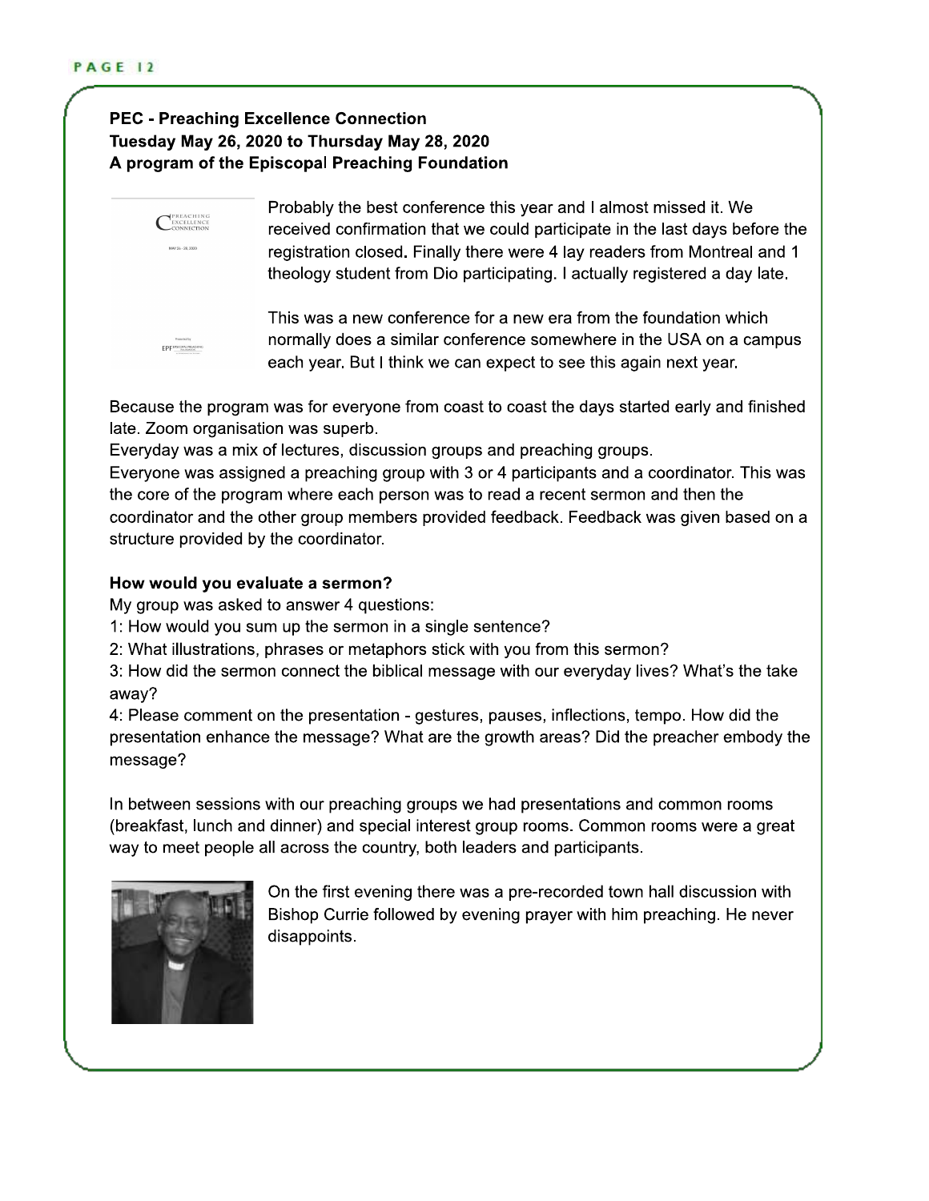**PEC - Preaching Excellence Connection**
**Tuesday May 26, 2020 to Thursday May 28, 2020**
**A program of the Episcopal Preaching Foundation**

Probably the best conference this year and I almost missed it. We received confirmation that we could participate in the last days before the registration closed. Finally there were 4 lay readers from Montreal and 1 theology student from Dio participating. I actually registered a day late.

This was a new conference for a new era from the foundation which normally does a similar conference somewhere in the USA on a campus each year. But I think we can expect to see this again next year.

Because the program was for everyone from coast to coast the days started early and finished late. Zoom organisation was superb.
Everyday was a mix of lectures, discussion groups and preaching groups.
Everyone was assigned a preaching group with 3 or 4 participants and a coordinator. This was the core of the program where each person was to read a recent sermon and then the coordinator and the other group members provided feedback. Feedback was given based on a structure provided by the coordinator.

**How would you evaluate a sermon?**
My group was asked to answer 4 questions:
1: How would you sum up the sermon in a single sentence?
2: What illustrations, phrases or metaphors stick with you from this sermon?
3: How did the sermon connect the biblical message with our everyday lives? What's the take away?
4: Please comment on the presentation - gestures, pauses, inflections, tempo. How did the presentation enhance the message? What are the growth areas? Did the preacher embody the message?

In between sessions with our preaching groups we had presentations and common rooms (breakfast, lunch and dinner) and special interest group rooms. Common rooms were a great way to meet people all across the country, both leaders and participants.

On the first evening there was a pre-recorded town hall discussion with Bishop Currie followed by evening prayer with him preaching. He never disappoints.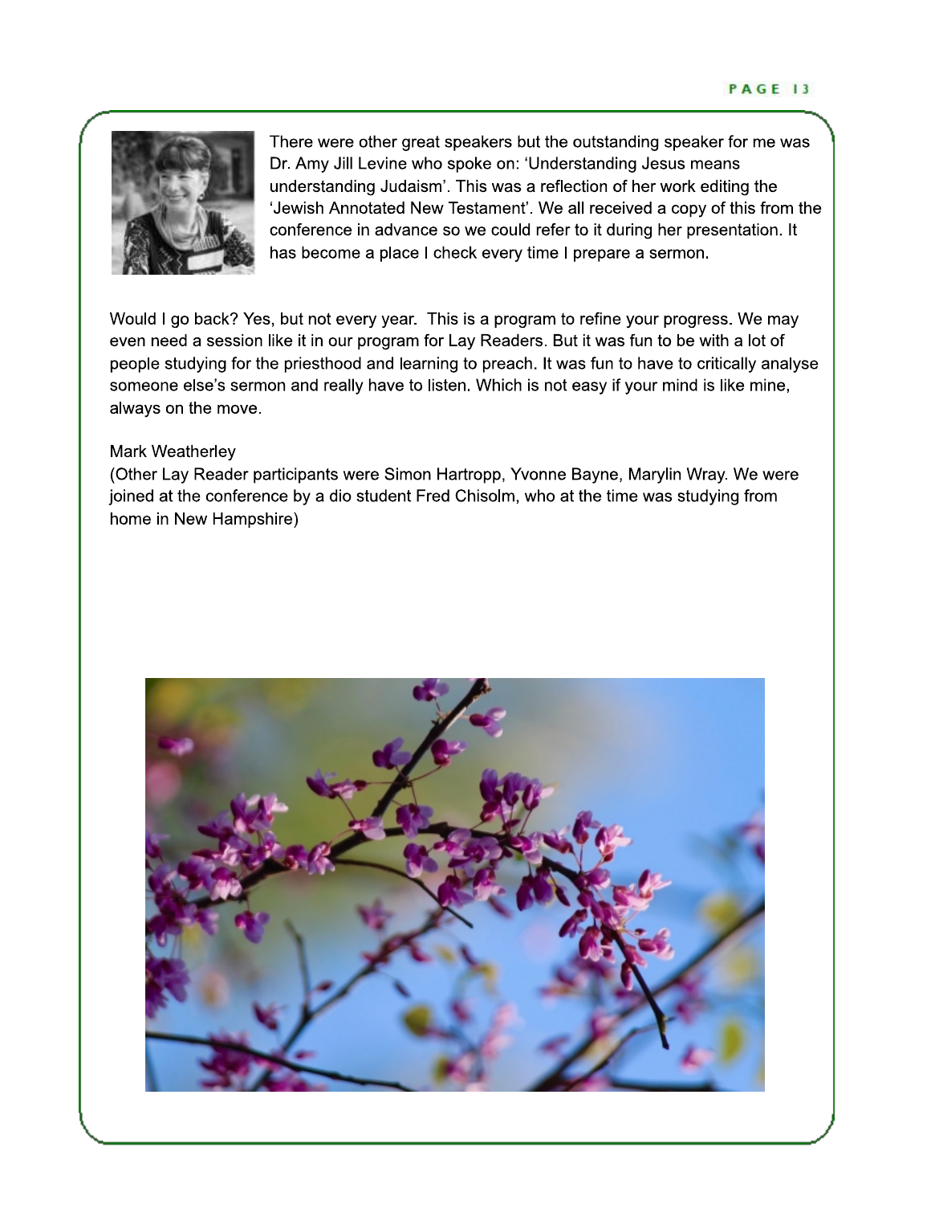There were other great speakers but the outstanding speaker for me was Dr. Amy Jill Levine who spoke on: ‘Understanding Jesus means understanding Judaism’. This was a reflection of her work editing the ‘Jewish Annotated New Testament’. We all received a copy of this from the conference in advance so we could refer to it during her presentation. It has become a place I check every time I prepare a sermon.

Would I go back? Yes, but not every year. This is a program to refine your progress. We may even need a session like it in our program for Lay Readers. But it was fun to be with a lot of people studying for the priesthood and learning to preach. It was fun to have to critically analyse someone else’s sermon and really have to listen. Which is not easy if your mind is like mine, always on the move.

Mark Weatherley
(Other Lay Reader participants were Simon Hartropp, Yvonne Bayne, Marylin Wray. We were joined at the conference by a dio student Fred Chisolm, who at the time was studying from home in New Hampshire)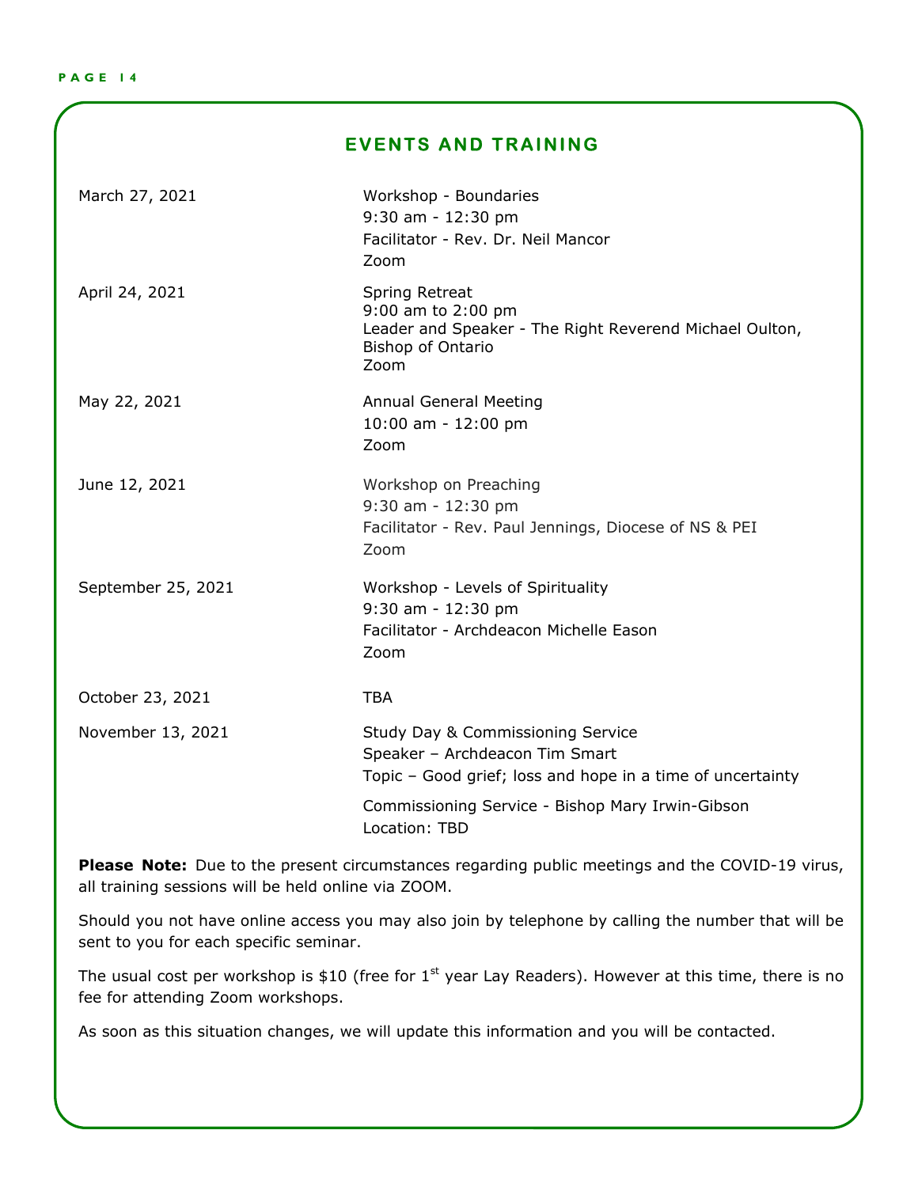## EVENTS AND TRAINING

| | |
|---|---|
| March 27, 2021 | Workshop - Boundaries<br>9:30 am - 12:30 pm<br>Facilitator - Rev. Dr. Neil Mancor<br>Zoom |
| April 24, 2021 | Spring Retreat<br>9:00 am to 2:00 pm<br>Leader and Speaker - The Right Reverend Michael Oulton, Bishop of Ontario<br>Zoom |
| May 22, 2021 | Annual General Meeting<br>10:00 am - 12:00 pm<br>Zoom |
| June 12, 2021 | Workshop on Preaching<br>9:30 am - 12:30 pm<br>Facilitator - Rev. Paul Jennings, Diocese of NS & PEI<br>Zoom |
| September 25, 2021 | Workshop - Levels of Spirituality<br>9:30 am - 12:30 pm<br>Facilitator - Archdeacon Michelle Eason<br>Zoom |
| October 23, 2021 | TBA |
| November 13, 2021 | Study Day & Commissioning Service<br>Speaker – Archdeacon Tim Smart<br>Topic – Good grief; loss and hope in a time of uncertainty<br>Commissioning Service - Bishop Mary Irwin-Gibson<br>Location: TBD |

**Please Note:** Due to the present circumstances regarding public meetings and the COVID-19 virus, all training sessions will be held online via ZOOM.

Should you not have online access you may also join by telephone by calling the number that will be sent to you for each specific seminar.

The usual cost per workshop is $10 (free for 1st year Lay Readers). However at this time, there is no fee for attending Zoom workshops.

As soon as this situation changes, we will update this information and you will be contacted.